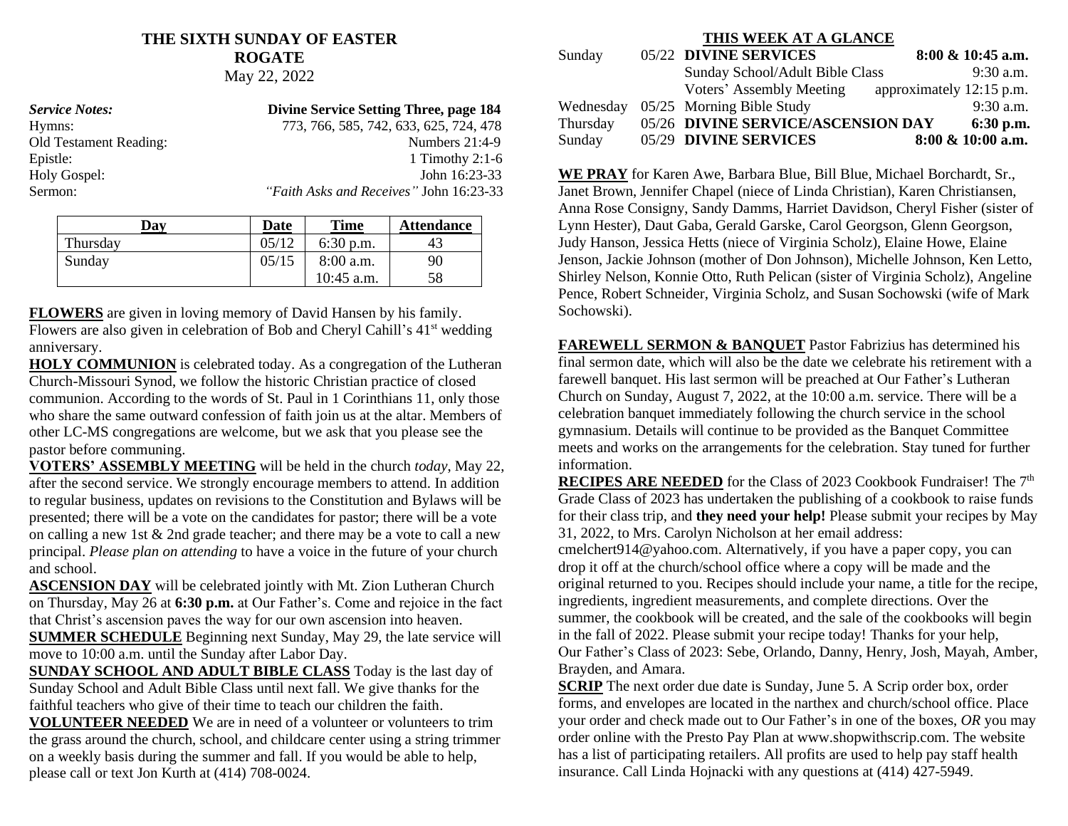# THE SIXTH SUNDAY OF EASTER
## ROGATE
May 22, 2022

| *Service Notes:* | **Divine Service Setting Three, page 184** |
|---|---|
| Hymns: | 773, 766, 585, 742, 633, 625, 724, 478 |
| Old Testament Reading: | Numbers 21:4-9 |
| Epistle: | 1 Timothy 2:1-6 |
| Holy Gospel: | John 16:23-33 |
| Sermon: | *"Faith Asks and Receives"* John 16:23-33 |

| Day | Date | Time | Attendance |
|---|---|---|---|
| Thursday | 05/12 | 6:30 p.m. | 43 |
| Sunday | 05/15 | 8:00 a.m. | 90 |
| | | 10:45 a.m. | 58 |

**FLOWERS** are given in loving memory of David Hansen by his family. Flowers are also given in celebration of Bob and Cheryl Cahill's 41st wedding anniversary.

**HOLY COMMUNION** is celebrated today. As a congregation of the Lutheran Church-Missouri Synod, we follow the historic Christian practice of closed communion. According to the words of St. Paul in 1 Corinthians 11, only those who share the same outward confession of faith join us at the altar. Members of other LC-MS congregations are welcome, but we ask that you please see the pastor before communing.

**VOTERS' ASSEMBLY MEETING** will be held in the church *today*, May 22, after the second service. We strongly encourage members to attend. In addition to regular business, updates on revisions to the Constitution and Bylaws will be presented; there will be a vote on the candidates for pastor; there will be a vote on calling a new 1st & 2nd grade teacher; and there may be a vote to call a new principal. *Please plan on attending* to have a voice in the future of your church and school.

**ASCENSION DAY** will be celebrated jointly with Mt. Zion Lutheran Church on Thursday, May 26 at **6:30 p.m.** at Our Father's. Come and rejoice in the fact that Christ's ascension paves the way for our own ascension into heaven.

**SUMMER SCHEDULE** Beginning next Sunday, May 29, the late service will move to 10:00 a.m. until the Sunday after Labor Day.

**SUNDAY SCHOOL AND ADULT BIBLE CLASS** Today is the last day of Sunday School and Adult Bible Class until next fall. We give thanks for the faithful teachers who give of their time to teach our children the faith.

**VOLUNTEER NEEDED** We are in need of a volunteer or volunteers to trim the grass around the church, school, and childcare center using a string trimmer on a weekly basis during the summer and fall. If you would be able to help, please call or text Jon Kurth at (414) 708-0024.

## THIS WEEK AT A GLANCE

| | | | |
|---|---|---|---|
| Sunday | 05/22 | **DIVINE SERVICES** | **8:00 & 10:45 a.m.** |
| | | Sunday School/Adult Bible Class | 9:30 a.m. |
| | | Voters' Assembly Meeting | approximately 12:15 p.m. |
| Wednesday | 05/25 | Morning Bible Study | 9:30 a.m. |
| Thursday | 05/26 | **DIVINE SERVICE/ASCENSION DAY** | **6:30 p.m.** |
| Sunday | 05/29 | **DIVINE SERVICES** | **8:00 & 10:00 a.m.** |

**WE PRAY** for Karen Awe, Barbara Blue, Bill Blue, Michael Borchardt, Sr., Janet Brown, Jennifer Chapel (niece of Linda Christian), Karen Christiansen, Anna Rose Consigny, Sandy Damms, Harriet Davidson, Cheryl Fisher (sister of Lynn Hester), Daut Gaba, Gerald Garske, Carol Georgson, Glenn Georgson, Judy Hanson, Jessica Hetts (niece of Virginia Scholz), Elaine Howe, Elaine Jenson, Jackie Johnson (mother of Don Johnson), Michelle Johnson, Ken Letto, Shirley Nelson, Konnie Otto, Ruth Pelican (sister of Virginia Scholz), Angeline Pence, Robert Schneider, Virginia Scholz, and Susan Sochowski (wife of Mark Sochowski).

**FAREWELL SERMON & BANQUET** Pastor Fabrizius has determined his final sermon date, which will also be the date we celebrate his retirement with a farewell banquet. His last sermon will be preached at Our Father's Lutheran Church on Sunday, August 7, 2022, at the 10:00 a.m. service. There will be a celebration banquet immediately following the church service in the school gymnasium. Details will continue to be provided as the Banquet Committee meets and works on the arrangements for the celebration. Stay tuned for further information.

**RECIPES ARE NEEDED** for the Class of 2023 Cookbook Fundraiser! The 7th Grade Class of 2023 has undertaken the publishing of a cookbook to raise funds for their class trip, and **they need your help!** Please submit your recipes by May 31, 2022, to Mrs. Carolyn Nicholson at her email address: cmelchert914@yahoo.com. Alternatively, if you have a paper copy, you can drop it off at the church/school office where a copy will be made and the original returned to you. Recipes should include your name, a title for the recipe, ingredients, ingredient measurements, and complete directions. Over the summer, the cookbook will be created, and the sale of the cookbooks will begin in the fall of 2022. Please submit your recipe today! Thanks for your help, Our Father's Class of 2023: Sebe, Orlando, Danny, Henry, Josh, Mayah, Amber, Brayden, and Amara.

**SCRIP** The next order due date is Sunday, June 5. A Scrip order box, order forms, and envelopes are located in the narthex and church/school office. Place your order and check made out to Our Father's in one of the boxes, *OR* you may order online with the Presto Pay Plan at www.shopwithscrip.com. The website has a list of participating retailers. All profits are used to help pay staff health insurance. Call Linda Hojnacki with any questions at (414) 427-5949.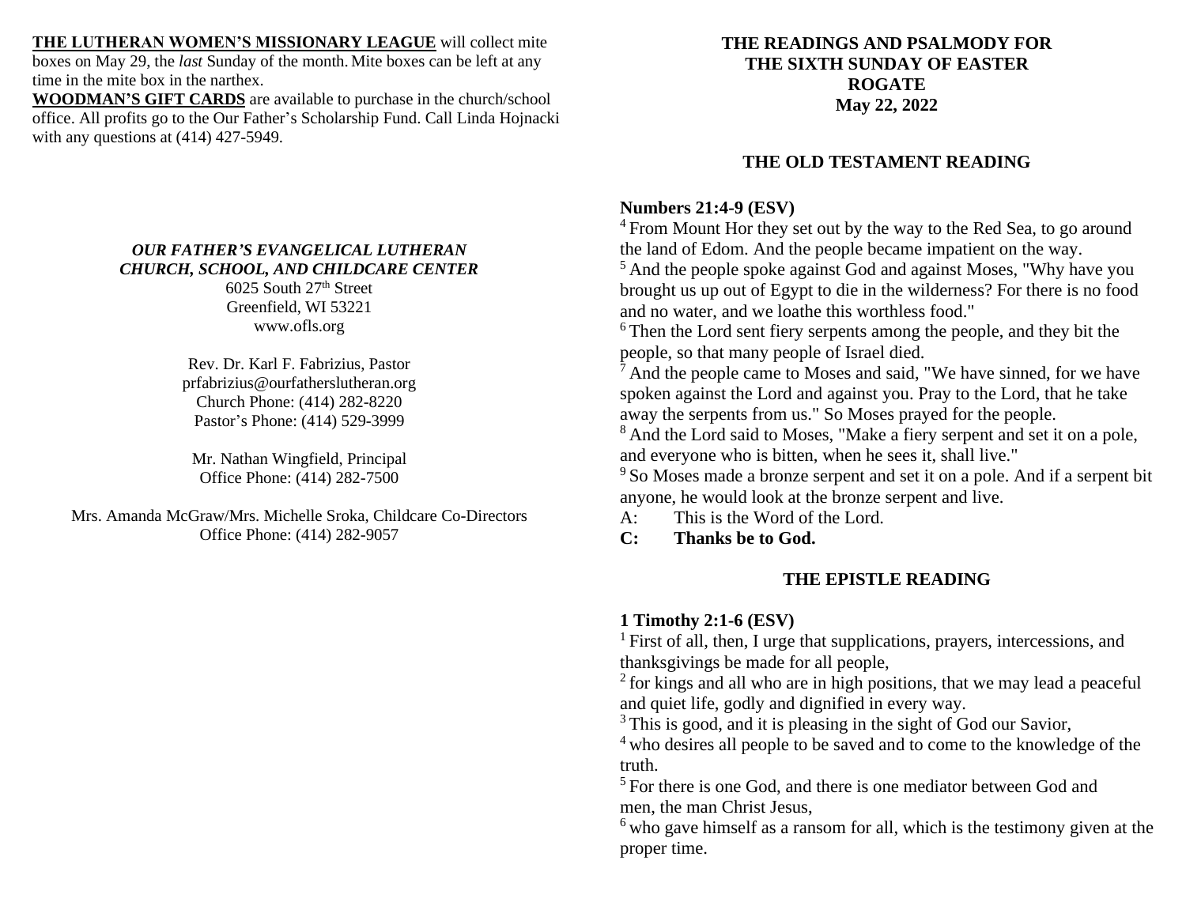**THE LUTHERAN WOMEN'S MISSIONARY LEAGUE** will collect mite boxes on May 29, the *last* Sunday of the month. Mite boxes can be left at any time in the mite box in the narthex.

**WOODMAN'S GIFT CARDS** are available to purchase in the church/school office. All profits go to the Our Father's Scholarship Fund. Call Linda Hojnacki with any questions at (414) 427-5949.

***OUR FATHER'S EVANGELICAL LUTHERAN CHURCH, SCHOOL, AND CHILDCARE CENTER***

6025 South 27th Street
Greenfield, WI 53221
www.ofls.org

Rev. Dr. Karl F. Fabrizius, Pastor
prfabrizius@ourfatherslutheran.org
Church Phone: (414) 282-8220
Pastor's Phone: (414) 529-3999

Mr. Nathan Wingfield, Principal
Office Phone: (414) 282-7500

Mrs. Amanda McGraw/Mrs. Michelle Sroka, Childcare Co-Directors
Office Phone: (414) 282-9057

## THE READINGS AND PSALMODY FOR THE SIXTH SUNDAY OF EASTER ROGATE May 22, 2022

### THE OLD TESTAMENT READING

**Numbers 21:4-9 (ESV)**

[4] From Mount Hor they set out by the way to the Red Sea, to go around the land of Edom. And the people became impatient on the way.
[5] And the people spoke against God and against Moses, "Why have you brought us up out of Egypt to die in the wilderness? For there is no food and no water, and we loathe this worthless food."
[6] Then the Lord sent fiery serpents among the people, and they bit the people, so that many people of Israel died.
[7] And the people came to Moses and said, "We have sinned, for we have spoken against the Lord and against you. Pray to the Lord, that he take away the serpents from us." So Moses prayed for the people.
[8] And the Lord said to Moses, "Make a fiery serpent and set it on a pole, and everyone who is bitten, when he sees it, shall live."
[9] So Moses made a bronze serpent and set it on a pole. And if a serpent bit anyone, he would look at the bronze serpent and live.

A: This is the Word of the Lord.
**C: Thanks be to God.**

### THE EPISTLE READING

**1 Timothy 2:1-6 (ESV)**

[1] First of all, then, I urge that supplications, prayers, intercessions, and thanksgivings be made for all people,
[2] for kings and all who are in high positions, that we may lead a peaceful and quiet life, godly and dignified in every way.
[3] This is good, and it is pleasing in the sight of God our Savior,
[4] who desires all people to be saved and to come to the knowledge of the truth.
[5] For there is one God, and there is one mediator between God and men, the man Christ Jesus,
[6] who gave himself as a ransom for all, which is the testimony given at the proper time.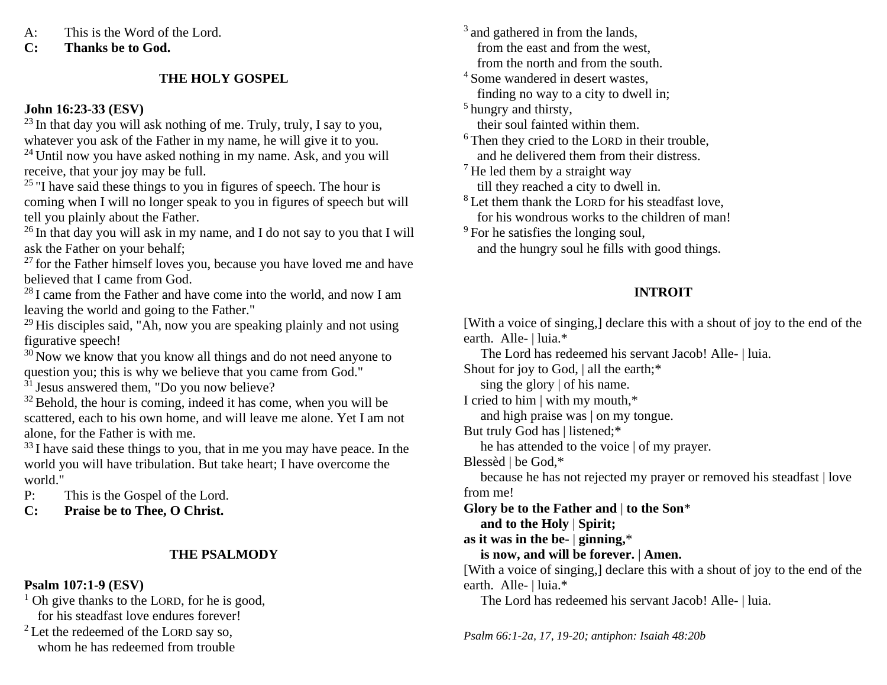A: This is the Word of the Lord.
**C: Thanks be to God.**

### THE HOLY GOSPEL

**John 16:23-33 (ESV)**

[23] In that day you will ask nothing of me. Truly, truly, I say to you, whatever you ask of the Father in my name, he will give it to you.
[24] Until now you have asked nothing in my name. Ask, and you will receive, that your joy may be full.
[25] "I have said these things to you in figures of speech. The hour is coming when I will no longer speak to you in figures of speech but will tell you plainly about the Father.
[26] In that day you will ask in my name, and I do not say to you that I will ask the Father on your behalf;
[27] for the Father himself loves you, because you have loved me and have believed that I came from God.
[28] I came from the Father and have come into the world, and now I am leaving the world and going to the Father."
[29] His disciples said, "Ah, now you are speaking plainly and not using figurative speech!
[30] Now we know that you know all things and do not need anyone to question you; this is why we believe that you came from God."
[31] Jesus answered them, "Do you now believe?
[32] Behold, the hour is coming, indeed it has come, when you will be scattered, each to his own home, and will leave me alone. Yet I am not alone, for the Father is with me.
[33] I have said these things to you, that in me you may have peace. In the world you will have tribulation. But take heart; I have overcome the world."

P: This is the Gospel of the Lord.
**C: Praise be to Thee, O Christ.**

### THE PSALMODY

**Psalm 107:1-9 (ESV)**

[1] Oh give thanks to the LORD, for he is good,
for his steadfast love endures forever!
[2] Let the redeemed of the LORD say so,
whom he has redeemed from trouble
[3] and gathered in from the lands,
from the east and from the west,
from the north and from the south.
[4] Some wandered in desert wastes,
finding no way to a city to dwell in;
[5] hungry and thirsty,
their soul fainted within them.
[6] Then they cried to the LORD in their trouble,
and he delivered them from their distress.
[7] He led them by a straight way
till they reached a city to dwell in.
[8] Let them thank the LORD for his steadfast love,
for his wondrous works to the children of man!
[9] For he satisfies the longing soul,
and the hungry soul he fills with good things.

### INTROIT

[With a voice of singing,] declare this with a shout of joy to the end of the earth. Alle- | luia.*
The Lord has redeemed his servant Jacob! Alle- | luia.
Shout for joy to God, | all the earth;*
sing the glory | of his name.
I cried to him | with my mouth,*
and high praise was | on my tongue.
But truly God has | listened;*
he has attended to the voice | of my prayer.
Blessèd | be God,*
because he has not rejected my prayer or removed his steadfast | love from me!
**Glory be to the Father and | to the Son***
**and to the Holy | Spirit;**
**as it was in the be- | ginning,***
**is now, and will be forever. | Amen.**
[With a voice of singing,] declare this with a shout of joy to the end of the earth. Alle- | luia.*
The Lord has redeemed his servant Jacob! Alle- | luia.

*Psalm 66:1-2a, 17, 19-20; antiphon: Isaiah 48:20b*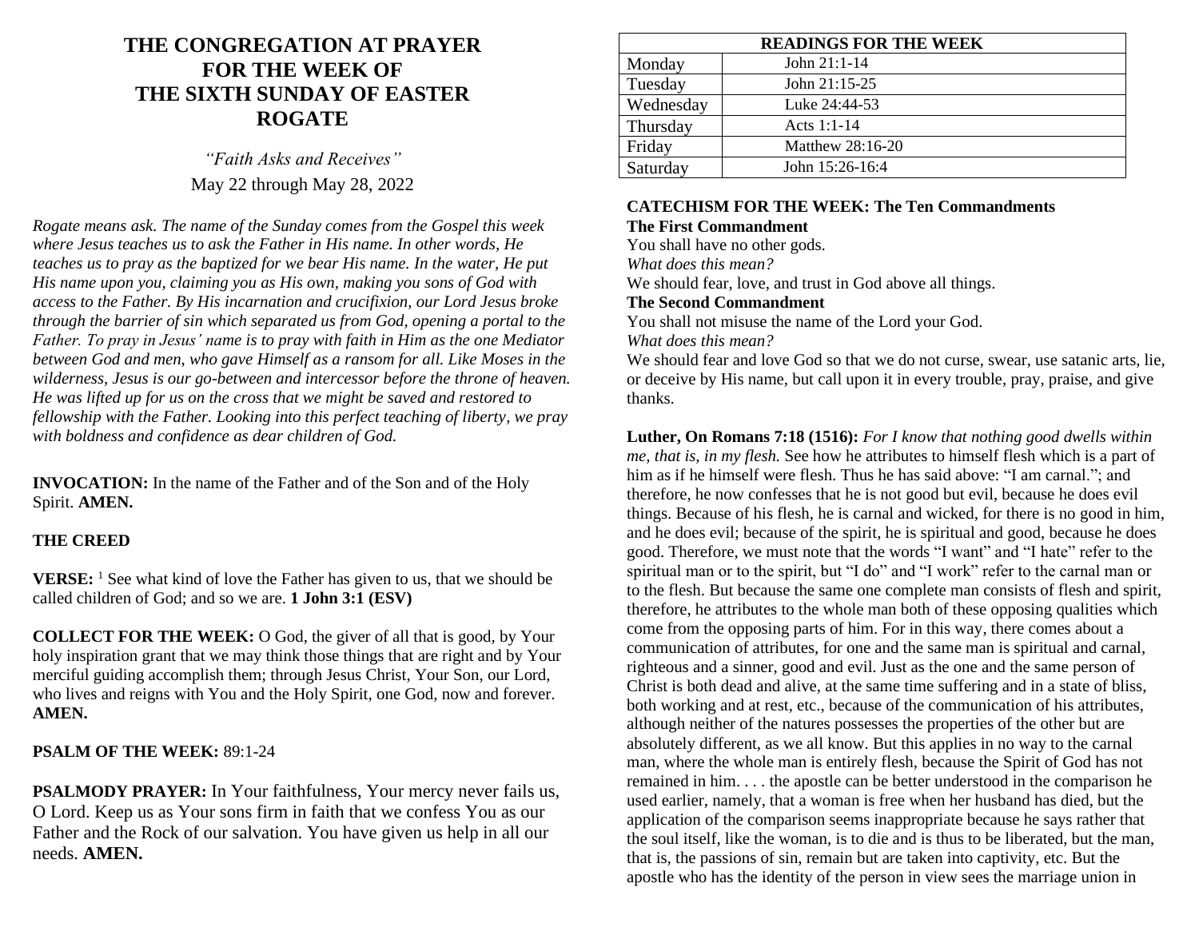# THE CONGREGATION AT PRAYER FOR THE WEEK OF THE SIXTH SUNDAY OF EASTER ROGATE

*"Faith Asks and Receives"*

May 22 through May 28, 2022

*Rogate means ask. The name of the Sunday comes from the Gospel this week where Jesus teaches us to ask the Father in His name. In other words, He teaches us to pray as the baptized for we bear His name. In the water, He put His name upon you, claiming you as His own, making you sons of God with access to the Father. By His incarnation and crucifixion, our Lord Jesus broke through the barrier of sin which separated us from God, opening a portal to the Father. To pray in Jesus' name is to pray with faith in Him as the one Mediator between God and men, who gave Himself as a ransom for all. Like Moses in the wilderness, Jesus is our go-between and intercessor before the throne of heaven. He was lifted up for us on the cross that we might be saved and restored to fellowship with the Father. Looking into this perfect teaching of liberty, we pray with boldness and confidence as dear children of God.*

**INVOCATION:** In the name of the Father and of the Son and of the Holy Spirit. **AMEN.**

**THE CREED**

**VERSE:** [1] See what kind of love the Father has given to us, that we should be called children of God; and so we are. **1 John 3:1 (ESV)**

**COLLECT FOR THE WEEK:** O God, the giver of all that is good, by Your holy inspiration grant that we may think those things that are right and by Your merciful guiding accomplish them; through Jesus Christ, Your Son, our Lord, who lives and reigns with You and the Holy Spirit, one God, now and forever. **AMEN.**

**PSALM OF THE WEEK:** 89:1-24

**PSALMODY PRAYER:** In Your faithfulness, Your mercy never fails us, O Lord. Keep us as Your sons firm in faith that we confess You as our Father and the Rock of our salvation. You have given us help in all our needs. **AMEN.**

| READINGS FOR THE WEEK | |
|---|---|
| Monday | John 21:1-14 |
| Tuesday | John 21:15-25 |
| Wednesday | Luke 24:44-53 |
| Thursday | Acts 1:1-14 |
| Friday | Matthew 28:16-20 |
| Saturday | John 15:26-16:4 |

**CATECHISM FOR THE WEEK: The Ten Commandments**

**The First Commandment**

You shall have no other gods.

*What does this mean?*

We should fear, love, and trust in God above all things.

**The Second Commandment**

You shall not misuse the name of the Lord your God.

*What does this mean?*

We should fear and love God so that we do not curse, swear, use satanic arts, lie, or deceive by His name, but call upon it in every trouble, pray, praise, and give thanks.

**Luther, On Romans 7:18 (1516):** *For I know that nothing good dwells within me, that is, in my flesh.* See how he attributes to himself flesh which is a part of him as if he himself were flesh. Thus he has said above: "I am carnal."; and therefore, he now confesses that he is not good but evil, because he does evil things. Because of his flesh, he is carnal and wicked, for there is no good in him, and he does evil; because of the spirit, he is spiritual and good, because he does good. Therefore, we must note that the words "I want" and "I hate" refer to the spiritual man or to the spirit, but "I do" and "I work" refer to the carnal man or to the flesh. But because the same one complete man consists of flesh and spirit, therefore, he attributes to the whole man both of these opposing qualities which come from the opposing parts of him. For in this way, there comes about a communication of attributes, for one and the same man is spiritual and carnal, righteous and a sinner, good and evil. Just as the one and the same person of Christ is both dead and alive, at the same time suffering and in a state of bliss, both working and at rest, etc., because of the communication of his attributes, although neither of the natures possesses the properties of the other but are absolutely different, as we all know. But this applies in no way to the carnal man, where the whole man is entirely flesh, because the Spirit of God has not remained in him. . . . the apostle can be better understood in the comparison he used earlier, namely, that a woman is free when her husband has died, but the application of the comparison seems inappropriate because he says rather that the soul itself, like the woman, is to die and is thus to be liberated, but the man, that is, the passions of sin, remain but are taken into captivity, etc. But the apostle who has the identity of the person in view sees the marriage union in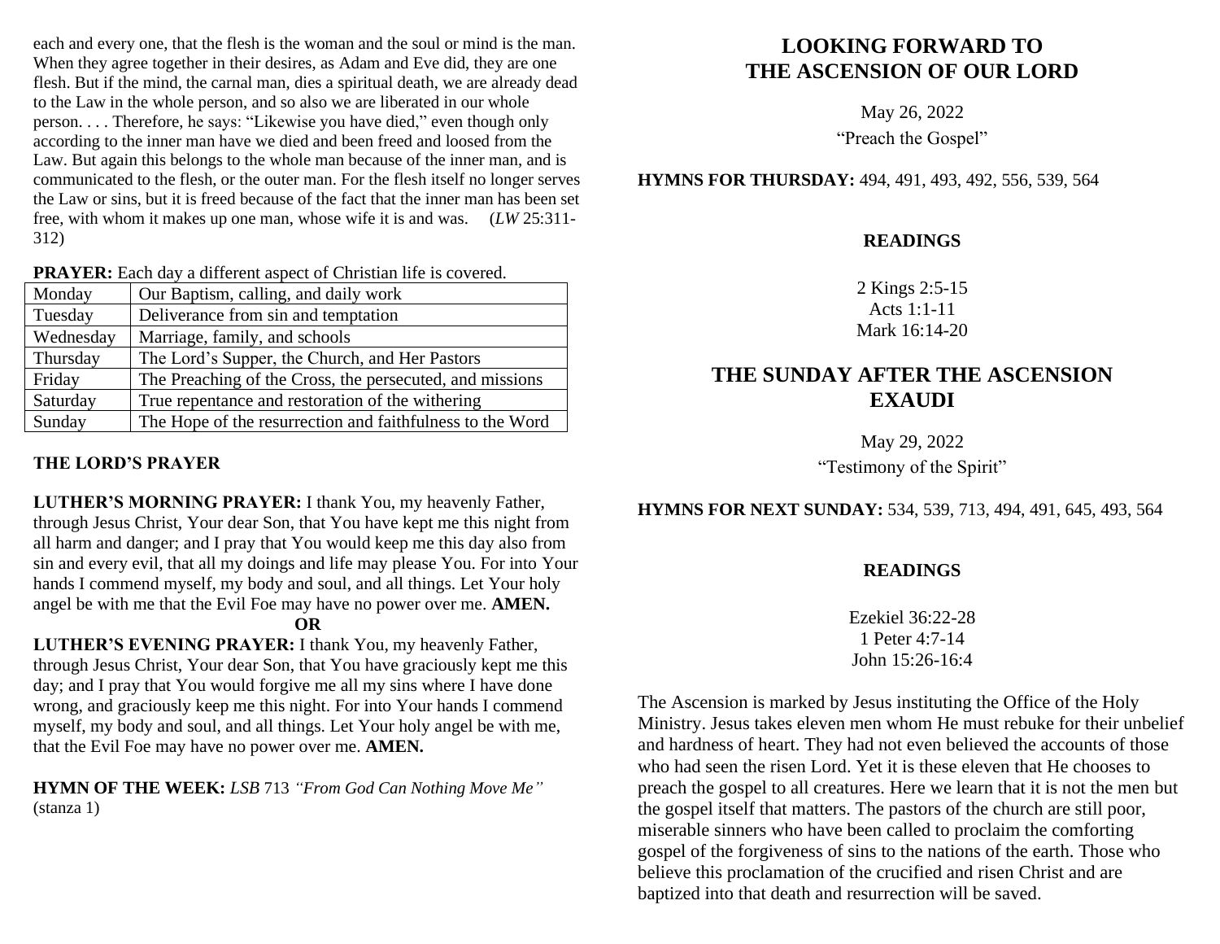each and every one, that the flesh is the woman and the soul or mind is the man. When they agree together in their desires, as Adam and Eve did, they are one flesh. But if the mind, the carnal man, dies a spiritual death, we are already dead to the Law in the whole person, and so also we are liberated in our whole person. . . . Therefore, he says: "Likewise you have died," even though only according to the inner man have we died and been freed and loosed from the Law. But again this belongs to the whole man because of the inner man, and is communicated to the flesh, or the outer man. For the flesh itself no longer serves the Law or sins, but it is freed because of the fact that the inner man has been set free, with whom it makes up one man, whose wife it is and was. (*LW* 25:311-312)

**PRAYER:** Each day a different aspect of Christian life is covered.

| | |
|---|---|
| Monday | Our Baptism, calling, and daily work |
| Tuesday | Deliverance from sin and temptation |
| Wednesday | Marriage, family, and schools |
| Thursday | The Lord's Supper, the Church, and Her Pastors |
| Friday | The Preaching of the Cross, the persecuted, and missions |
| Saturday | True repentance and restoration of the withering |
| Sunday | The Hope of the resurrection and faithfulness to the Word |

**THE LORD'S PRAYER**

**LUTHER'S MORNING PRAYER:** I thank You, my heavenly Father, through Jesus Christ, Your dear Son, that You have kept me this night from all harm and danger; and I pray that You would keep me this day also from sin and every evil, that all my doings and life may please You. For into Your hands I commend myself, my body and soul, and all things. Let Your holy angel be with me that the Evil Foe may have no power over me. **AMEN.**

**OR**

**LUTHER'S EVENING PRAYER:** I thank You, my heavenly Father, through Jesus Christ, Your dear Son, that You have graciously kept me this day; and I pray that You would forgive me all my sins where I have done wrong, and graciously keep me this night. For into Your hands I commend myself, my body and soul, and all things. Let Your holy angel be with me, that the Evil Foe may have no power over me. **AMEN.**

**HYMN OF THE WEEK:** *LSB* 713 *"From God Can Nothing Move Me"* (stanza 1)

# LOOKING FORWARD TO THE ASCENSION OF OUR LORD

May 26, 2022

"Preach the Gospel"

**HYMNS FOR THURSDAY:** 494, 491, 493, 492, 556, 539, 564

**READINGS**

2 Kings 2:5-15
Acts 1:1-11
Mark 16:14-20

# THE SUNDAY AFTER THE ASCENSION EXAUDI

May 29, 2022

"Testimony of the Spirit"

**HYMNS FOR NEXT SUNDAY:** 534, 539, 713, 494, 491, 645, 493, 564

**READINGS**

Ezekiel 36:22-28
1 Peter 4:7-14
John 15:26-16:4

The Ascension is marked by Jesus instituting the Office of the Holy Ministry. Jesus takes eleven men whom He must rebuke for their unbelief and hardness of heart. They had not even believed the accounts of those who had seen the risen Lord. Yet it is these eleven that He chooses to preach the gospel to all creatures. Here we learn that it is not the men but the gospel itself that matters. The pastors of the church are still poor, miserable sinners who have been called to proclaim the comforting gospel of the forgiveness of sins to the nations of the earth. Those who believe this proclamation of the crucified and risen Christ and are baptized into that death and resurrection will be saved.